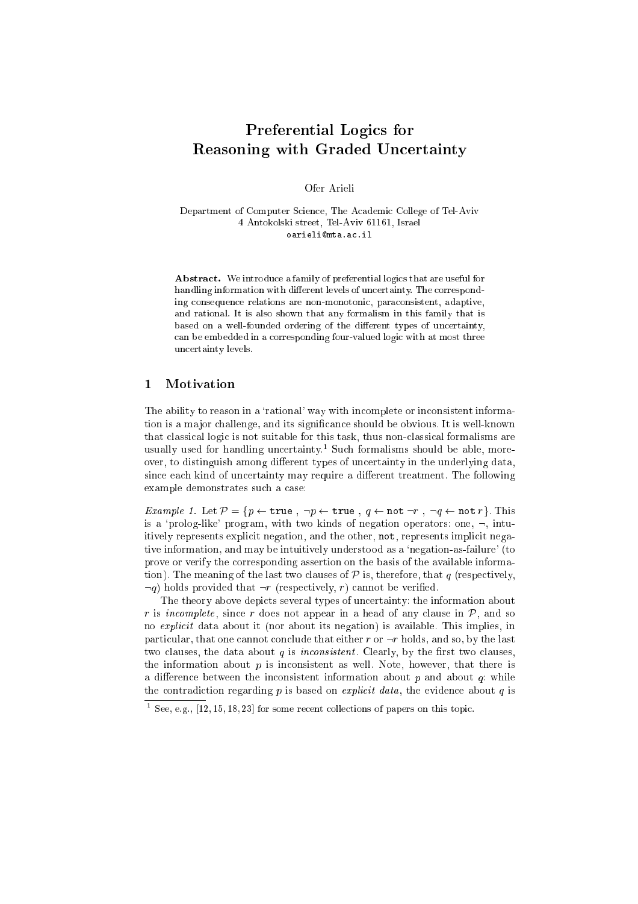# Preferential Logics for Reasoning with Graded Uncertainty

Ofer Arieli

Department of Computer Science, The Academic College of Tel-Aviv
4 Antokolski street, Tel-Aviv 61161, Israel
oarieli@mta.ac.il

**Abstract.** We introduce a family of preferential logics that are useful for handling information with different levels of uncertainty. The corresponding consequence relations are non-monotonic, paraconsistent, adaptive, and rational. It is also shown that any formalism in this family that is based on a well-founded ordering of the different types of uncertainty, can be embedded in a corresponding four-valued logic with at most three uncertainty levels.

## 1 Motivation

The ability to reason in a 'rational' way with incomplete or inconsistent information is a major challenge, and its significance should be obvious. It is well-known that classical logic is not suitable for this task, thus non-classical formalisms are usually used for handling uncertainty.[1] Such formalisms should be able, moreover, to distinguish among different types of uncertainty in the underlying data, since each kind of uncertainty may require a different treatment. The following example demonstrates such a case:

*Example 1.* Let $\mathcal{P} = \{p \leftarrow \texttt{true}\ ,\ \neg p \leftarrow \texttt{true}\ ,\ q \leftarrow \texttt{not}\ \neg r\ ,\ \neg q \leftarrow \texttt{not}\ r\}$. This is a 'prolog-like' program, with two kinds of negation operators: one, $\neg$, intuitively represents explicit negation, and the other, `not`, represents implicit negative information, and may be intuitively understood as a 'negation-as-failure' (to prove or verify the corresponding assertion on the basis of the available information). The meaning of the last two clauses of $\mathcal{P}$ is, therefore, that $q$ (respectively, $\neg q$) holds provided that $\neg r$ (respectively, $r$) cannot be verified.

The theory above depicts several types of uncertainty: the information about $r$ is *incomplete*, since $r$ does not appear in a head of any clause in $\mathcal{P}$, and so no *explicit* data about it (nor about its negation) is available. This implies, in particular, that one cannot conclude that either $r$ or $\neg r$ holds, and so, by the last two clauses, the data about $q$ is *inconsistent*. Clearly, by the first two clauses, the information about $p$ is inconsistent as well. Note, however, that there is a difference between the inconsistent information about $p$ and about $q$: while the contradiction regarding $p$ is based on *explicit data*, the evidence about $q$ is

[1] See, e.g., [12, 15, 18, 23] for some recent collections of papers on this topic.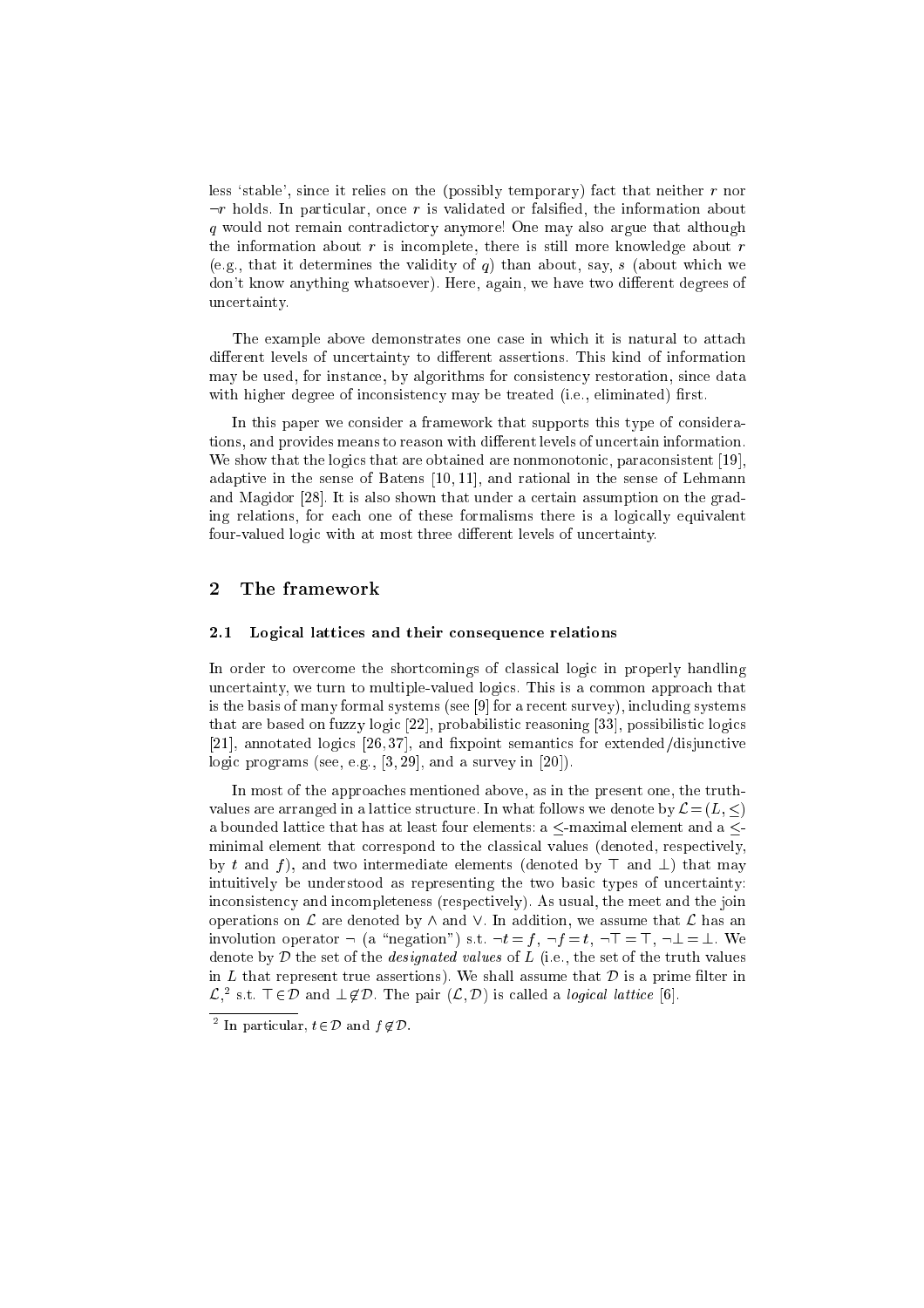less 'stable', since it relies on the (possibly temporary) fact that neither $r$ nor $\neg r$ holds. In particular, once $r$ is validated or falsified, the information about $q$ would not remain contradictory anymore! One may also argue that although the information about $r$ is incomplete, there is still more knowledge about $r$ (e.g., that it determines the validity of $q$) than about, say, $s$ (about which we don't know anything whatsoever). Here, again, we have two different degrees of uncertainty.

The example above demonstrates one case in which it is natural to attach different levels of uncertainty to different assertions. This kind of information may be used, for instance, by algorithms for consistency restoration, since data with higher degree of inconsistency may be treated (i.e., eliminated) first.

In this paper we consider a framework that supports this type of considerations, and provides means to reason with different levels of uncertain information. We show that the logics that are obtained are nonmonotonic, paraconsistent [19], adaptive in the sense of Batens [10, 11], and rational in the sense of Lehmann and Magidor [28]. It is also shown that under a certain assumption on the grading relations, for each one of these formalisms there is a logically equivalent four-valued logic with at most three different levels of uncertainty.

## 2 The framework

### 2.1 Logical lattices and their consequence relations

In order to overcome the shortcomings of classical logic in properly handling uncertainty, we turn to multiple-valued logics. This is a common approach that is the basis of many formal systems (see [9] for a recent survey), including systems that are based on fuzzy logic [22], probabilistic reasoning [33], possibilistic logics [21], annotated logics [26, 37], and fixpoint semantics for extended/disjunctive logic programs (see, e.g., [3, 29], and a survey in [20]).

In most of the approaches mentioned above, as in the present one, the truth-values are arranged in a lattice structure. In what follows we denote by $\mathcal{L} = (L, \leq)$ a bounded lattice that has at least four elements: a $\leq$-maximal element and a $\leq$-minimal element that correspond to the classical values (denoted, respectively, by $t$ and $f$), and two intermediate elements (denoted by $\top$ and $\bot$) that may intuitively be understood as representing the two basic types of uncertainty: inconsistency and incompleteness (respectively). As usual, the meet and the join operations on $\mathcal{L}$ are denoted by $\wedge$ and $\vee$. In addition, we assume that $\mathcal{L}$ has an involution operator $\neg$ (a "negation") s.t. $\neg t = f$, $\neg f = t$, $\neg\top = \top$, $\neg\bot = \bot$. We denote by $\mathcal{D}$ the set of the *designated values* of $L$ (i.e., the set of the truth values in $L$ that represent true assertions). We shall assume that $\mathcal{D}$ is a prime filter in $\mathcal{L}$,[2] s.t. $\top \in \mathcal{D}$ and $\bot \notin \mathcal{D}$. The pair $(\mathcal{L}, \mathcal{D})$ is called a *logical lattice* [6].

[2] In particular, $t \in \mathcal{D}$ and $f \notin \mathcal{D}$.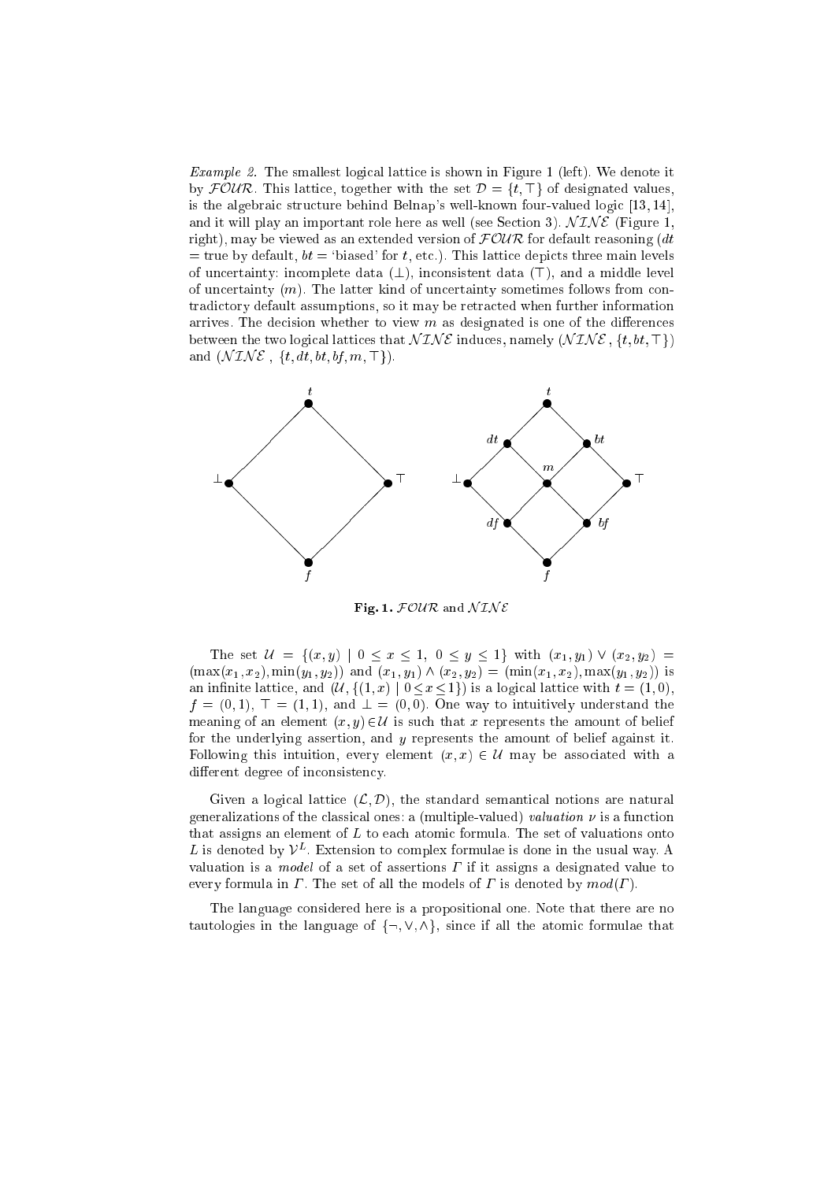*Example 2.* The smallest logical lattice is shown in Figure 1 (left). We denote it by $\mathcal{FOUR}$. This lattice, together with the set $\mathcal{D} = \{t, \top\}$ of designated values, is the algebraic structure behind Belnap's well-known four-valued logic [13, 14], and it will play an important role here as well (see Section 3). $\mathcal{NINE}$ (Figure 1, right), may be viewed as an extended version of $\mathcal{FOUR}$ for default reasoning ($dt$ = true by default, $bt$ = 'biased' for $t$, etc.). This lattice depicts three main levels of uncertainty: incomplete data ($\bot$), inconsistent data ($\top$), and a middle level of uncertainty ($m$). The latter kind of uncertainty sometimes follows from contradictory default assumptions, so it may be retracted when further information arrives. The decision whether to view $m$ as designated is one of the differences between the two logical lattices that $\mathcal{NINE}$ induces, namely $(\mathcal{NINE}, \{t, bt, \top\})$ and $(\mathcal{NINE}, \{t, dt, bt, bf, m, \top\})$.

**Fig. 1.** $\mathcal{FOUR}$ and $\mathcal{NINE}$

The set $\mathcal{U} = \{(x, y) \mid 0 \leq x \leq 1,\ 0 \leq y \leq 1\}$ with $(x_1, y_1) \vee (x_2, y_2) = (\max(x_1, x_2), \min(y_1, y_2))$ and $(x_1, y_1) \wedge (x_2, y_2) = (\min(x_1, x_2), \max(y_1, y_2))$ is an infinite lattice, and $(\mathcal{U}, \{(1, x) \mid 0 \leq x \leq 1\})$ is a logical lattice with $t = (1, 0)$, $f = (0, 1)$, $\top = (1, 1)$, and $\bot = (0, 0)$. One way to intuitively understand the meaning of an element $(x, y) \in \mathcal{U}$ is such that $x$ represents the amount of belief for the underlying assertion, and $y$ represents the amount of belief against it. Following this intuition, every element $(x, x) \in \mathcal{U}$ may be associated with a different degree of inconsistency.

Given a logical lattice $(\mathcal{L}, \mathcal{D})$, the standard semantical notions are natural generalizations of the classical ones: a (multiple-valued) *valuation* $\nu$ is a function that assigns an element of $L$ to each atomic formula. The set of valuations onto $L$ is denoted by $\mathcal{V}^L$. Extension to complex formulae is done in the usual way. A valuation is a *model* of a set of assertions $\Gamma$ if it assigns a designated value to every formula in $\Gamma$. The set of all the models of $\Gamma$ is denoted by $mod(\Gamma)$.

The language considered here is a propositional one. Note that there are no tautologies in the language of $\{\neg, \vee, \wedge\}$, since if all the atomic formulae that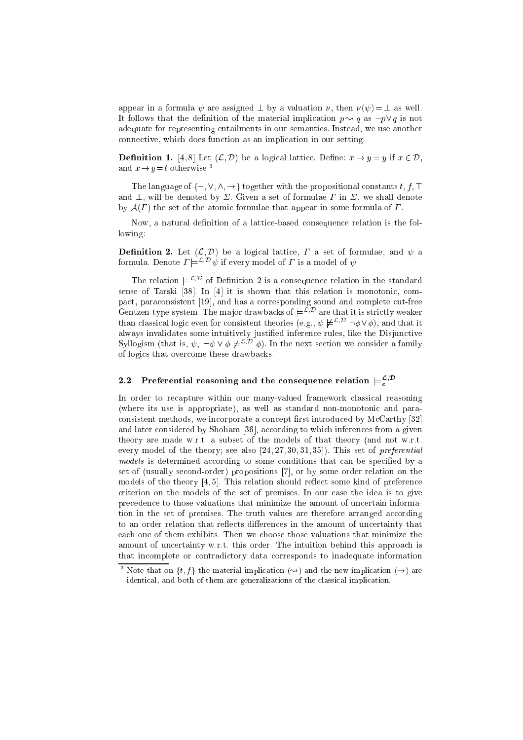appear in a formula $\psi$ are assigned $\perp$ by a valuation $\nu$, then $\nu(\psi) = \perp$ as well. It follows that the definition of the material implication $p \leadsto q$ as $\neg p \vee q$ is not adequate for representing entailments in our semantics. Instead, we use another connective, which does function as an implication in our setting:

**Definition 1.** [4,8] Let $(\mathcal{L}, \mathcal{D})$ be a logical lattice. Define: $x \rightarrow y = y$ if $x \in \mathcal{D}$, and $x \rightarrow y = t$ otherwise.[3]

The language of $\{\neg, \vee, \wedge, \rightarrow\}$ together with the propositional constants $t, f, \top$ and $\perp$, will be denoted by $\Sigma$. Given a set of formulae $\Gamma$ in $\Sigma$, we shall denote by $\mathcal{A}(\Gamma)$ the set of the atomic formulae that appear in some formula of $\Gamma$.

Now, a natural definition of a lattice-based consequence relation is the following:

**Definition 2.** Let $(\mathcal{L}, \mathcal{D})$ be a logical lattice, $\Gamma$ a set of formulae, and $\psi$ a formula. Denote $\Gamma \models^{\mathcal{L},\mathcal{D}} \psi$ if every model of $\Gamma$ is a model of $\psi$.

The relation $\models^{\mathcal{L},\mathcal{D}}$ of Definition 2 is a consequence relation in the standard sense of Tarski [38]. In [4] it is shown that this relation is monotonic, compact, paraconsistent [19], and has a corresponding sound and complete cut-free Gentzen-type system. The major drawbacks of $\models^{\mathcal{L},\mathcal{D}}$ are that it is strictly weaker than classical logic even for consistent theories (e.g., $\psi \not\models^{\mathcal{L},\mathcal{D}} \neg\phi \vee \phi$), and that it always invalidates some intuitively justified inference rules, like the Disjunctive Syllogism (that is, $\psi, \neg\psi \vee \phi \not\models^{\mathcal{L},\mathcal{D}} \phi$). In the next section we consider a family of logics that overcome these drawbacks.

## 2.2 Preferential reasoning and the consequence relation $\models_c^{\mathcal{L},\mathcal{D}}$

In order to recapture within our many-valued framework classical reasoning (where its use is appropriate), as well as standard non-monotonic and paraconsistent methods, we incorporate a concept first introduced by McCarthy [32] and later considered by Shoham [36], according to which inferences from a given theory are made w.r.t. a subset of the models of that theory (and not w.r.t. every model of the theory; see also [24, 27, 30, 31, 35]). This set of *preferential models* is determined according to some conditions that can be specified by a set of (usually second-order) propositions [7], or by some order relation on the models of the theory [4, 5]. This relation should reflect some kind of preference criterion on the models of the set of premises. In our case the idea is to give precedence to those valuations that minimize the amount of uncertain information in the set of premises. The truth values are therefore arranged according to an order relation that reflects differences in the amount of uncertainty that each one of them exhibits. Then we choose those valuations that minimize the amount of uncertainty w.r.t. this order. The intuition behind this approach is that incomplete or contradictory data corresponds to inadequate information

[3] Note that on $\{t, f\}$ the material implication ($\leadsto$) and the new implication ($\rightarrow$) are identical, and both of them are generalizations of the classical implication.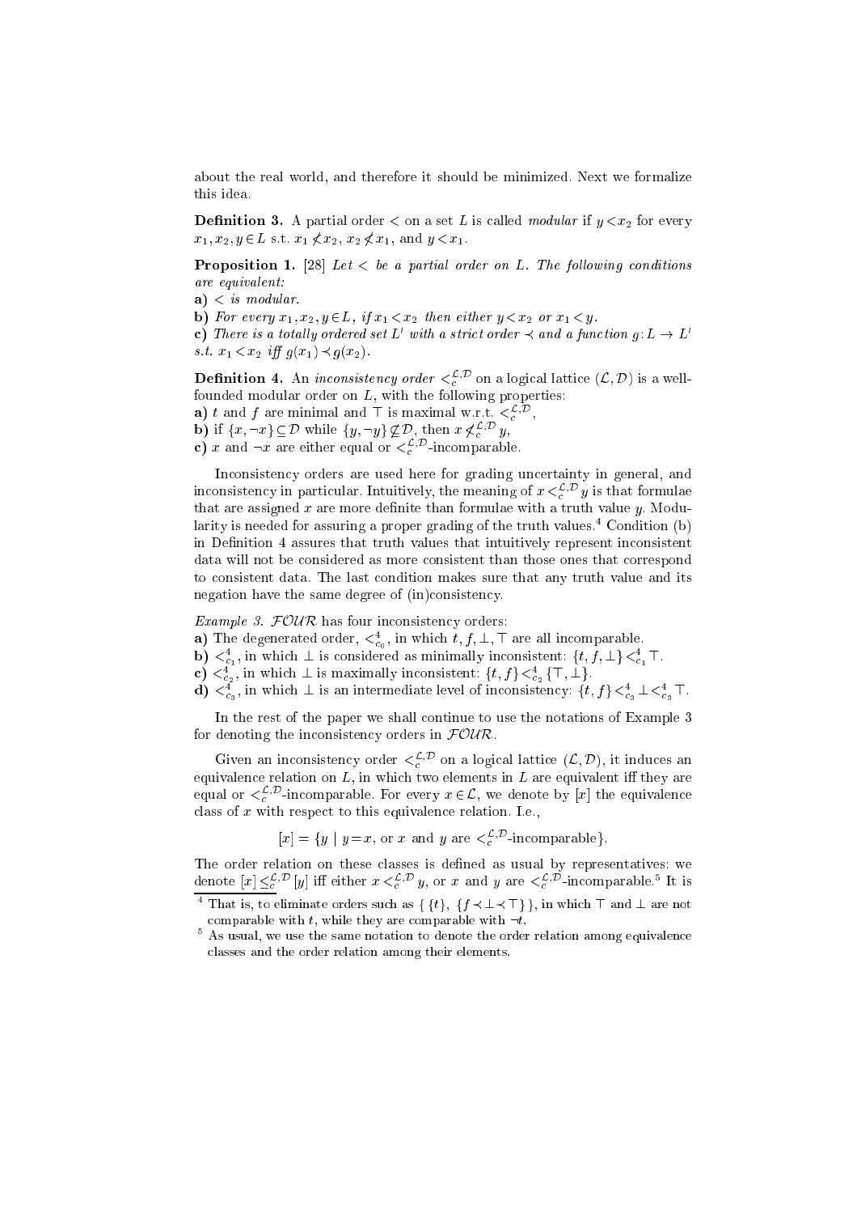about the real world, and therefore it should be minimized. Next we formalize this idea.

**Definition 3.** A partial order $<$ on a set $L$ is called *modular* if $y < x_2$ for every $x_1, x_2, y \in L$ s.t. $x_1 \not< x_2$, $x_2 \not< x_1$, and $y < x_1$.

**Proposition 1.** [28] *Let $<$ be a partial order on $L$. The following conditions are equivalent:*

**a)** *$<$ is modular.*

**b)** *For every $x_1, x_2, y \in L$, if $x_1 < x_2$ then either $y < x_2$ or $x_1 < y$.*

**c)** *There is a totally ordered set $L'$ with a strict order $\prec$ and a function $g : L \to L'$ s.t. $x_1 < x_2$ iff $g(x_1) \prec g(x_2)$.*

**Definition 4.** An *inconsistency order* $<_c^{\mathcal{L},\mathcal{D}}$ on a logical lattice $(\mathcal{L}, \mathcal{D})$ is a well-founded modular order on $L$, with the following properties:

**a)** $t$ and $f$ are minimal and $\top$ is maximal w.r.t. $<_c^{\mathcal{L},\mathcal{D}}$,

**b)** if $\{x, \neg x\} \subseteq \mathcal{D}$ while $\{y, \neg y\} \not\subseteq \mathcal{D}$, then $x \not<_c^{\mathcal{L},\mathcal{D}} y$,

**c)** $x$ and $\neg x$ are either equal or $<_c^{\mathcal{L},\mathcal{D}}$-incomparable.

Inconsistency orders are used here for grading uncertainty in general, and inconsistency in particular. Intuitively, the meaning of $x <_c^{\mathcal{L},\mathcal{D}} y$ is that formulae that are assigned $x$ are more definite than formulae with a truth value $y$. Modularity is needed for assuring a proper grading of the truth values.[4] Condition (b) in Definition 4 assures that truth values that intuitively represent inconsistent data will not be considered as more consistent than those ones that correspond to consistent data. The last condition makes sure that any truth value and its negation have the same degree of (in)consistency.

*Example 3.* $\mathcal{FOUR}$ has four inconsistency orders:

**a)** The degenerated order, $<_{c_0}^4$, in which $t, f, \bot, \top$ are all incomparable.

**b)** $<_{c_1}^4$, in which $\bot$ is considered as minimally inconsistent: $\{t, f, \bot\} <_{c_1}^4 \top$.

**c)** $<_{c_2}^4$, in which $\bot$ is maximally inconsistent: $\{t, f\} <_{c_2}^4 \{\top, \bot\}$.

**d)** $<_{c_3}^4$, in which $\bot$ is an intermediate level of inconsistency: $\{t, f\} <_{c_3}^4 \bot <_{c_3}^4 \top$.

In the rest of the paper we shall continue to use the notations of Example 3 for denoting the inconsistency orders in $\mathcal{FOUR}$.

Given an inconsistency order $<_c^{\mathcal{L},\mathcal{D}}$ on a logical lattice $(\mathcal{L}, \mathcal{D})$, it induces an equivalence relation on $L$, in which two elements in $L$ are equivalent iff they are equal or $<_c^{\mathcal{L},\mathcal{D}}$-incomparable. For every $x \in \mathcal{L}$, we denote by $[x]$ the equivalence class of $x$ with respect to this equivalence relation. I.e.,

$$[x] = \{y \mid y = x, \text{ or } x \text{ and } y \text{ are } <_c^{\mathcal{L},\mathcal{D}}\text{-incomparable}\}.$$

The order relation on these classes is defined as usual by representatives: we denote $[x] \leq_c^{\mathcal{L},\mathcal{D}} [y]$ iff either $x <_c^{\mathcal{L},\mathcal{D}} y$, or $x$ and $y$ are $<_c^{\mathcal{L},\mathcal{D}}$-incomparable.[5] It is

---

[4] That is, to eliminate orders such as $\{\{t\}, \{f \prec \bot \prec \top\}\}$, in which $\top$ and $\bot$ are not comparable with $t$, while they are comparable with $\neg t$.

[5] As usual, we use the same notation to denote the order relation among equivalence classes and the order relation among their elements.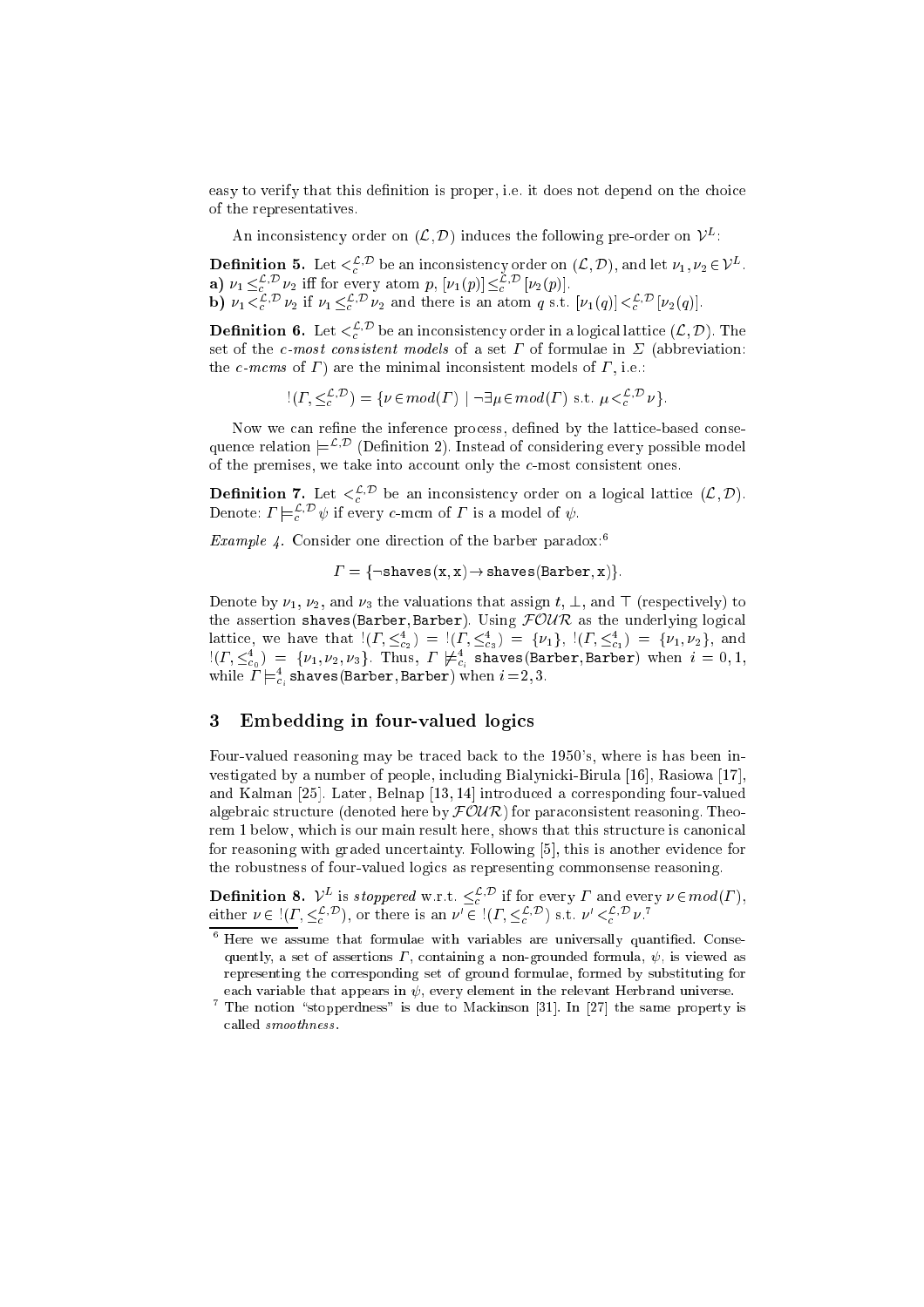easy to verify that this definition is proper, i.e. it does not depend on the choice of the representatives.

An inconsistency order on $(\mathcal{L}, \mathcal{D})$ induces the following pre-order on $\mathcal{V}^L$:

**Definition 5.** Let $<_c^{\mathcal{L},\mathcal{D}}$ be an inconsistency order on $(\mathcal{L}, \mathcal{D})$, and let $\nu_1, \nu_2 \in \mathcal{V}^L$.
**a)** $\nu_1 \leq_c^{\mathcal{L},\mathcal{D}} \nu_2$ iff for every atom $p$, $[\nu_1(p)] \leq_c^{\mathcal{L},\mathcal{D}} [\nu_2(p)]$.
**b)** $\nu_1 <_c^{\mathcal{L},\mathcal{D}} \nu_2$ if $\nu_1 \leq_c^{\mathcal{L},\mathcal{D}} \nu_2$ and there is an atom $q$ s.t. $[\nu_1(q)] <_c^{\mathcal{L},\mathcal{D}} [\nu_2(q)]$.

**Definition 6.** Let $<_c^{\mathcal{L},\mathcal{D}}$ be an inconsistency order in a logical lattice $(\mathcal{L}, \mathcal{D})$. The set of the *c-most consistent models* of a set $\Gamma$ of formulae in $\Sigma$ (abbreviation: the *c-mcms* of $\Gamma$) are the minimal inconsistent models of $\Gamma$, i.e.:

$$!(\Gamma, \leq_c^{\mathcal{L},\mathcal{D}}) = \{\nu \in mod(\Gamma) \mid \neg\exists \mu \in mod(\Gamma) \text{ s.t. } \mu <_c^{\mathcal{L},\mathcal{D}} \nu\}.$$

Now we can refine the inference process, defined by the lattice-based consequence relation $\models^{\mathcal{L},\mathcal{D}}$ (Definition 2). Instead of considering every possible model of the premises, we take into account only the $c$-most consistent ones.

**Definition 7.** Let $<_c^{\mathcal{L},\mathcal{D}}$ be an inconsistency order on a logical lattice $(\mathcal{L}, \mathcal{D})$. Denote: $\Gamma \models_c^{\mathcal{L},\mathcal{D}} \psi$ if every $c$-mcm of $\Gamma$ is a model of $\psi$.

*Example 4.* Consider one direction of the barber paradox:[6]

$$\Gamma = \{\neg\texttt{shaves(x,x)} \rightarrow \texttt{shaves(Barber,x)}\}.$$

Denote by $\nu_1$, $\nu_2$, and $\nu_3$ the valuations that assign $t$, $\bot$, and $\top$ (respectively) to the assertion shaves(Barber,Barber). Using $\mathcal{FOUR}$ as the underlying logical lattice, we have that $!(\Gamma, \leq_{c_2}^4) = !(\Gamma, \leq_{c_3}^4) = \{\nu_1\}$, $!(\Gamma, \leq_{c_1}^4) = \{\nu_1, \nu_2\}$, and $!(\Gamma, \leq_{c_0}^4) = \{\nu_1, \nu_2, \nu_3\}$. Thus, $\Gamma \not\models_{c_i}^4$ shaves(Barber,Barber) when $i = 0, 1$, while $\Gamma \models_{c_i}^4$ shaves(Barber,Barber) when $i = 2, 3$.

## 3 Embedding in four-valued logics

Four-valued reasoning may be traced back to the 1950's, where is has been investigated by a number of people, including Bialynicki-Birula [16], Rasiowa [17], and Kalman [25]. Later, Belnap [13, 14] introduced a corresponding four-valued algebraic structure (denoted here by $\mathcal{FOUR}$) for paraconsistent reasoning. Theorem 1 below, which is our main result here, shows that this structure is canonical for reasoning with graded uncertainty. Following [5], this is another evidence for the robustness of four-valued logics as representing commonsense reasoning.

**Definition 8.** $\mathcal{V}^L$ is *stoppered* w.r.t. $\leq_c^{\mathcal{L},\mathcal{D}}$ if for every $\Gamma$ and every $\nu \in mod(\Gamma)$, either $\nu \in !(\Gamma, \leq_c^{\mathcal{L},\mathcal{D}})$, or there is an $\nu' \in !(\Gamma, \leq_c^{\mathcal{L},\mathcal{D}})$ s.t. $\nu' <_c^{\mathcal{L},\mathcal{D}} \nu$.[7]

---

[6] Here we assume that formulae with variables are universally quantified. Consequently, a set of assertions $\Gamma$, containing a non-grounded formula, $\psi$, is viewed as representing the corresponding set of ground formulae, formed by substituting for each variable that appears in $\psi$, every element in the relevant Herbrand universe.

[7] The notion "stopperdness" is due to Mackinson [31]. In [27] the same property is called *smoothness*.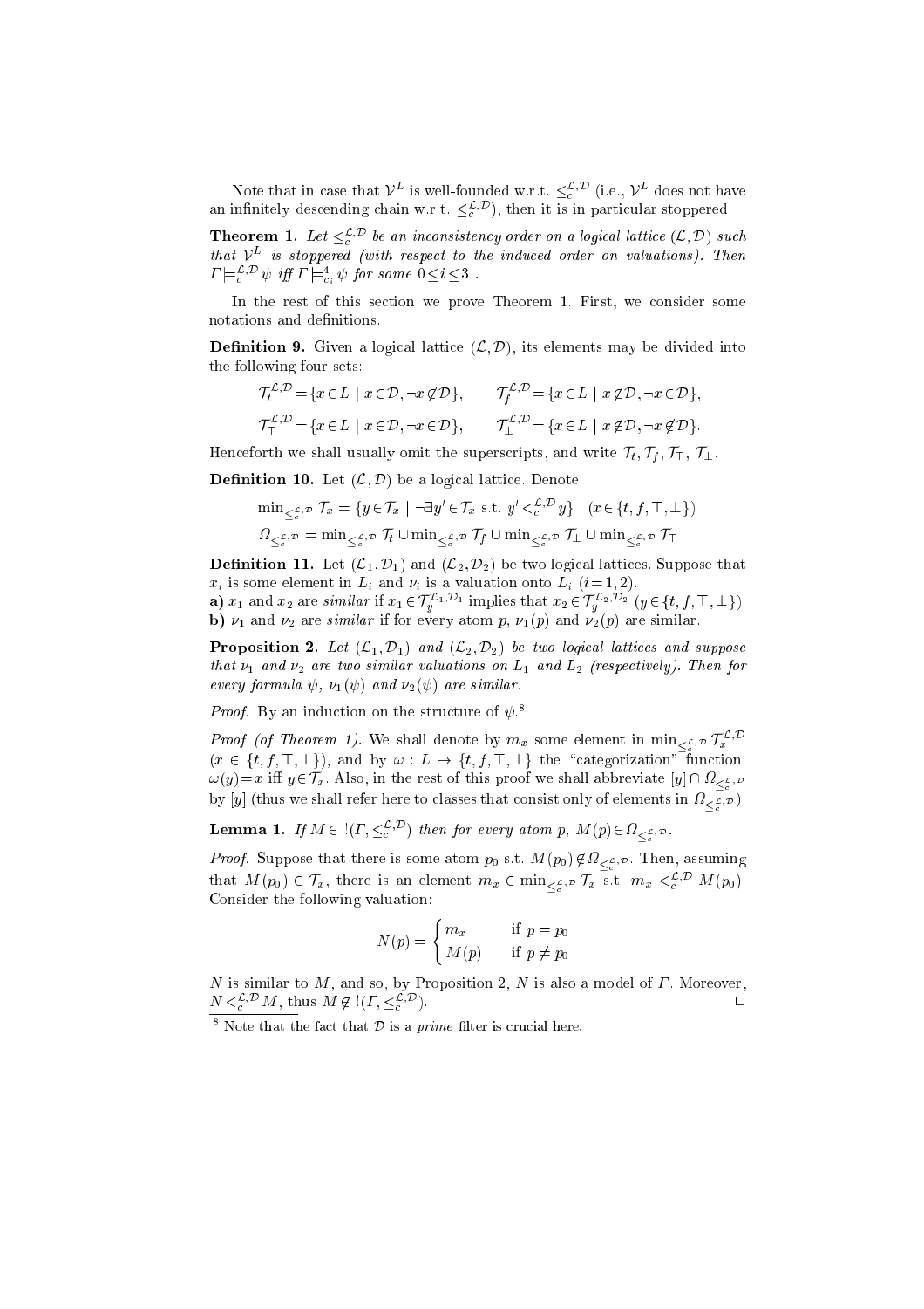Note that in case that $\mathcal{V}^L$ is well-founded w.r.t. $\leq_c^{\mathcal{L},\mathcal{D}}$ (i.e., $\mathcal{V}^L$ does not have an infinitely descending chain w.r.t. $\leq_c^{\mathcal{L},\mathcal{D}}$), then it is in particular stoppered.

**Theorem 1.** *Let $\leq_c^{\mathcal{L},\mathcal{D}}$ be an inconsistency order on a logical lattice $(\mathcal{L},\mathcal{D})$ such that $\mathcal{V}^L$ is stoppered (with respect to the induced order on valuations). Then $\Gamma \models_c^{\mathcal{L},\mathcal{D}} \psi$ iff $\Gamma \models_{c_i}^4 \psi$ for some $0 \leq i \leq 3$ .*

In the rest of this section we prove Theorem 1. First, we consider some notations and definitions.

**Definition 9.** Given a logical lattice $(\mathcal{L},\mathcal{D})$, its elements may be divided into the following four sets:

$$\mathcal{T}_t^{\mathcal{L},\mathcal{D}} = \{x \in L \mid x \in \mathcal{D}, \neg x \notin \mathcal{D}\}, \qquad \mathcal{T}_f^{\mathcal{L},\mathcal{D}} = \{x \in L \mid x \notin \mathcal{D}, \neg x \in \mathcal{D}\},$$

$$\mathcal{T}_\top^{\mathcal{L},\mathcal{D}} = \{x \in L \mid x \in \mathcal{D}, \neg x \in \mathcal{D}\}, \qquad \mathcal{T}_\bot^{\mathcal{L},\mathcal{D}} = \{x \in L \mid x \notin \mathcal{D}, \neg x \notin \mathcal{D}\}.$$

Henceforth we shall usually omit the superscripts, and write $\mathcal{T}_t, \mathcal{T}_f, \mathcal{T}_\top, \mathcal{T}_\bot$.

**Definition 10.** Let $(\mathcal{L},\mathcal{D})$ be a logical lattice. Denote:

$$\min_{\leq_c^{\mathcal{L},\mathcal{D}}} \mathcal{T}_x = \{y \in \mathcal{T}_x \mid \neg\exists y' \in \mathcal{T}_x \text{ s.t. } y' <_c^{\mathcal{L},\mathcal{D}} y\} \quad (x \in \{t, f, \top, \bot\})$$

$$\Omega_{\leq_c^{\mathcal{L},\mathcal{D}}} = \min_{\leq_c^{\mathcal{L},\mathcal{D}}} \mathcal{T}_t \cup \min_{\leq_c^{\mathcal{L},\mathcal{D}}} \mathcal{T}_f \cup \min_{\leq_c^{\mathcal{L},\mathcal{D}}} \mathcal{T}_\bot \cup \min_{\leq_c^{\mathcal{L},\mathcal{D}}} \mathcal{T}_\top$$

**Definition 11.** Let $(\mathcal{L}_1,\mathcal{D}_1)$ and $(\mathcal{L}_2,\mathcal{D}_2)$ be two logical lattices. Suppose that $x_i$ is some element in $L_i$ and $\nu_i$ is a valuation onto $L_i$ $(i=1,2)$.
**a)** $x_1$ and $x_2$ are *similar* if $x_1 \in \mathcal{T}_y^{\mathcal{L}_1,\mathcal{D}_1}$ implies that $x_2 \in \mathcal{T}_y^{\mathcal{L}_2,\mathcal{D}_2}$ $(y \in \{t, f, \top, \bot\})$.
**b)** $\nu_1$ and $\nu_2$ are *similar* if for every atom $p$, $\nu_1(p)$ and $\nu_2(p)$ are similar.

**Proposition 2.** *Let $(\mathcal{L}_1,\mathcal{D}_1)$ and $(\mathcal{L}_2,\mathcal{D}_2)$ be two logical lattices and suppose that $\nu_1$ and $\nu_2$ are two similar valuations on $L_1$ and $L_2$ (respectively). Then for every formula $\psi$, $\nu_1(\psi)$ and $\nu_2(\psi)$ are similar.*

*Proof.* By an induction on the structure of $\psi$.[8]

*Proof (of Theorem 1).* We shall denote by $m_x$ some element in $\min_{\leq_c^{\mathcal{L},\mathcal{D}}} \mathcal{T}_x^{\mathcal{L},\mathcal{D}}$ $(x \in \{t, f, \top, \bot\})$, and by $\omega : L \to \{t, f, \top, \bot\}$ the "categorization" function: $\omega(y) = x$ iff $y \in \mathcal{T}_x$. Also, in the rest of this proof we shall abbreviate $[y] \cap \Omega_{\leq_c^{\mathcal{L},\mathcal{D}}}$ by $[y]$ (thus we shall refer here to classes that consist only of elements in $\Omega_{\leq_c^{\mathcal{L},\mathcal{D}}}$).

**Lemma 1.** *If $M \in\, !(\Gamma, \leq_c^{\mathcal{L},\mathcal{D}})$ then for every atom $p$, $M(p) \in \Omega_{\leq_c^{\mathcal{L},\mathcal{D}}}$.*

*Proof.* Suppose that there is some atom $p_0$ s.t. $M(p_0) \notin \Omega_{\leq_c^{\mathcal{L},\mathcal{D}}}$. Then, assuming that $M(p_0) \in \mathcal{T}_x$, there is an element $m_x \in \min_{\leq_c^{\mathcal{L},\mathcal{D}}} \mathcal{T}_x$ s.t. $m_x <_c^{\mathcal{L},\mathcal{D}} M(p_0)$. Consider the following valuation:

$$N(p) = \begin{cases} m_x & \text{if } p = p_0 \\ M(p) & \text{if } p \neq p_0 \end{cases}$$

$N$ is similar to $M$, and so, by Proposition 2, $N$ is also a model of $\Gamma$. Moreover, $N <_c^{\mathcal{L},\mathcal{D}} M$, thus $M \notin\, !(\Gamma, \leq_c^{\mathcal{L},\mathcal{D}})$. □

[8] Note that the fact that $\mathcal{D}$ is a *prime* filter is crucial here.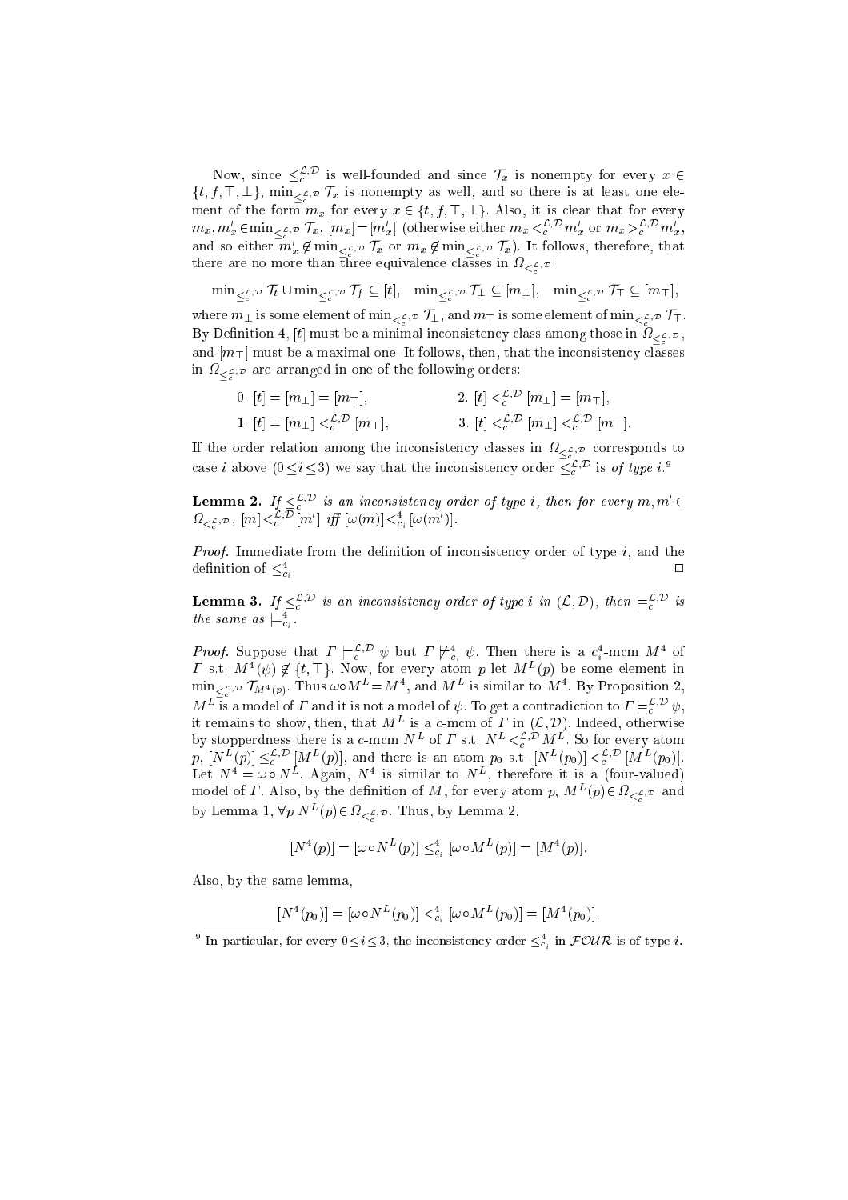Now, since $\leq_c^{\mathcal{L},\mathcal{D}}$ is well-founded and since $\mathcal{T}_x$ is nonempty for every $x \in \{t, f, \top, \bot\}$, $\min_{\leq_c^{\mathcal{L},\mathcal{D}}} \mathcal{T}_x$ is nonempty as well, and so there is at least one element of the form $m_x$ for every $x \in \{t, f, \top, \bot\}$. Also, it is clear that for every $m_x, m'_x \in \min_{\leq_c^{\mathcal{L},\mathcal{D}}} \mathcal{T}_x$, $[m_x] = [m'_x]$ (otherwise either $m_x <_c^{\mathcal{L},\mathcal{D}} m'_x$ or $m_x >_c^{\mathcal{L},\mathcal{D}} m'_x$, and so either $m'_x \notin \min_{\leq_c^{\mathcal{L},\mathcal{D}}} \mathcal{T}_x$ or $m_x \notin \min_{\leq_c^{\mathcal{L},\mathcal{D}}} \mathcal{T}_x$). It follows, therefore, that there are no more than three equivalence classes in $\Omega_{\leq_c^{\mathcal{L},\mathcal{D}}}$:

$$\min_{\leq_c^{\mathcal{L},\mathcal{D}}} \mathcal{T}_t \cup \min_{\leq_c^{\mathcal{L},\mathcal{D}}} \mathcal{T}_f \subseteq [t], \quad \min_{\leq_c^{\mathcal{L},\mathcal{D}}} \mathcal{T}_\bot \subseteq [m_\bot], \quad \min_{\leq_c^{\mathcal{L},\mathcal{D}}} \mathcal{T}_\top \subseteq [m_\top],$$

where $m_\bot$ is some element of $\min_{\leq_c^{\mathcal{L},\mathcal{D}}} \mathcal{T}_\bot$, and $m_\top$ is some element of $\min_{\leq_c^{\mathcal{L},\mathcal{D}}} \mathcal{T}_\top$. By Definition 4, $[t]$ must be a minimal inconsistency class among those in $\Omega_{\leq_c^{\mathcal{L},\mathcal{D}}}$, and $[m_\top]$ must be a maximal one. It follows, then, that the inconsistency classes in $\Omega_{\leq_c^{\mathcal{L},\mathcal{D}}}$ are arranged in one of the following orders:

0. $[t] = [m_\bot] = [m_\top]$,
1. $[t] = [m_\bot] <_c^{\mathcal{L},\mathcal{D}} [m_\top]$,
2. $[t] <_c^{\mathcal{L},\mathcal{D}} [m_\bot] = [m_\top]$,
3. $[t] <_c^{\mathcal{L},\mathcal{D}} [m_\bot] <_c^{\mathcal{L},\mathcal{D}} [m_\top]$.

If the order relation among the inconsistency classes in $\Omega_{\leq_c^{\mathcal{L},\mathcal{D}}}$ corresponds to case $i$ above $(0 \leq i \leq 3)$ we say that the inconsistency order $\leq_c^{\mathcal{L},\mathcal{D}}$ is *of type i*.[9]

**Lemma 2.** *If $\leq_c^{\mathcal{L},\mathcal{D}}$ is an inconsistency order of type i, then for every $m, m' \in \Omega_{\leq_c^{\mathcal{L},\mathcal{D}}}$, $[m] <_c^{\mathcal{L},\mathcal{D}} [m']$ iff $[\omega(m)] <_{c_i}^4 [\omega(m')]$.*

*Proof.* Immediate from the definition of inconsistency order of type $i$, and the definition of $\leq_{c_i}^4$. □

**Lemma 3.** *If $\leq_c^{\mathcal{L},\mathcal{D}}$ is an inconsistency order of type i in $(\mathcal{L},\mathcal{D})$, then $\models_c^{\mathcal{L},\mathcal{D}}$ is the same as $\models_{c_i}^4$.*

*Proof.* Suppose that $\Gamma \models_c^{\mathcal{L},\mathcal{D}} \psi$ but $\Gamma \not\models_{c_i}^4 \psi$. Then there is a $c_i^4$-mcm $M^4$ of $\Gamma$ s.t. $M^4(\psi) \notin \{t, \top\}$. Now, for every atom $p$ let $M^L(p)$ be some element in $\min_{\leq_c^{\mathcal{L},\mathcal{D}}} \mathcal{T}_{M^4(p)}$. Thus $\omega \circ M^L = M^4$, and $M^L$ is similar to $M^4$. By Proposition 2, $M^L$ is a model of $\Gamma$ and it is not a model of $\psi$. To get a contradiction to $\Gamma \models_c^{\mathcal{L},\mathcal{D}} \psi$, it remains to show, then, that $M^L$ is a $c$-mcm of $\Gamma$ in $(\mathcal{L},\mathcal{D})$. Indeed, otherwise by stopperdness there is a $c$-mcm $N^L$ of $\Gamma$ s.t. $N^L <_c^{\mathcal{L},\mathcal{D}} M^L$. So for every atom $p$, $[N^L(p)] \leq_c^{\mathcal{L},\mathcal{D}} [M^L(p)]$, and there is an atom $p_0$ s.t. $[N^L(p_0)] <_c^{\mathcal{L},\mathcal{D}} [M^L(p_0)]$. Let $N^4 = \omega \circ N^L$. Again, $N^4$ is similar to $N^L$, therefore it is a (four-valued) model of $\Gamma$. Also, by the definition of $M$, for every atom $p$, $M^L(p) \in \Omega_{\leq_c^{\mathcal{L},\mathcal{D}}}$ and by Lemma 1, $\forall p\ N^L(p) \in \Omega_{\leq_c^{\mathcal{L},\mathcal{D}}}$. Thus, by Lemma 2,

$$[N^4(p)] = [\omega \circ N^L(p)] \leq_{c_i}^4 [\omega \circ M^L(p)] = [M^4(p)].$$

Also, by the same lemma,

$$[N^4(p_0)] = [\omega \circ N^L(p_0)] <_{c_i}^4 [\omega \circ M^L(p_0)] = [M^4(p_0)].$$

[9] In particular, for every $0 \leq i \leq 3$, the inconsistency order $\leq_{c_i}^4$ in $\mathcal{FOUR}$ is of type $i$.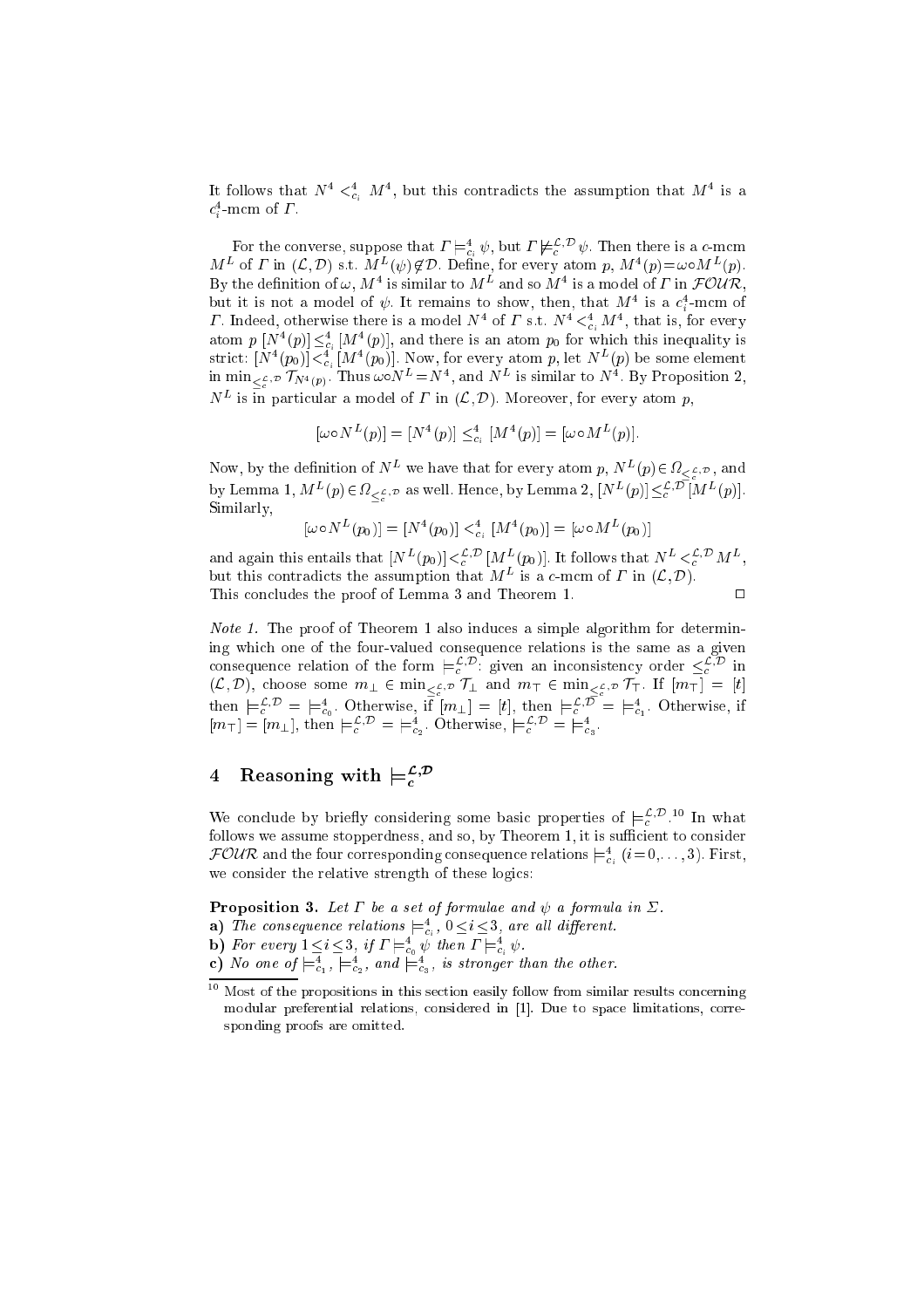It follows that $N^4 <^4_{c_i} M^4$, but this contradicts the assumption that $M^4$ is a $c^4_i$-mcm of $\Gamma$.

For the converse, suppose that $\Gamma \models^4_{c_i} \psi$, but $\Gamma \not\models^{\mathcal{L},\mathcal{D}}_c \psi$. Then there is a $c$-mcm $M^L$ of $\Gamma$ in $(\mathcal{L},\mathcal{D})$ s.t. $M^L(\psi) \notin \mathcal{D}$. Define, for every atom $p$, $M^4(p) = \omega \circ M^L(p)$. By the definition of $\omega$, $M^4$ is similar to $M^L$ and so $M^4$ is a model of $\Gamma$ in $\mathcal{FOUR}$, but it is not a model of $\psi$. It remains to show, then, that $M^4$ is a $c^4_i$-mcm of $\Gamma$. Indeed, otherwise there is a model $N^4$ of $\Gamma$ s.t. $N^4 <^4_{c_i} M^4$, that is, for every atom $p$ $[N^4(p)] \leq^4_{c_i} [M^4(p)]$, and there is an atom $p_0$ for which this inequality is strict: $[N^4(p_0)] <^4_{c_i} [M^4(p_0)]$. Now, for every atom $p$, let $N^L(p)$ be some element in $\min_{\leq^{\mathcal{L},\mathcal{D}}_c} \mathcal{T}_{N^4(p)}$. Thus $\omega \circ N^L = N^4$, and $N^L$ is similar to $N^4$. By Proposition 2, $N^L$ is in particular a model of $\Gamma$ in $(\mathcal{L},\mathcal{D})$. Moreover, for every atom $p$,

$$[\omega \circ N^L(p)] = [N^4(p)] \leq^4_{c_i} [M^4(p)] = [\omega \circ M^L(p)].$$

Now, by the definition of $N^L$ we have that for every atom $p$, $N^L(p) \in \Omega_{\leq^{\mathcal{L},\mathcal{D}}_c}$, and by Lemma 1, $M^L(p) \in \Omega_{\leq^{\mathcal{L},\mathcal{D}}_c}$ as well. Hence, by Lemma 2, $[N^L(p)] \leq^{\mathcal{L},\mathcal{D}}_c [M^L(p)]$. Similarly,

$$[\omega \circ N^L(p_0)] = [N^4(p_0)] <^4_{c_i} [M^4(p_0)] = [\omega \circ M^L(p_0)]$$

and again this entails that $[N^L(p_0)] <^{\mathcal{L},\mathcal{D}}_c [M^L(p_0)]$. It follows that $N^L <^{\mathcal{L},\mathcal{D}}_c M^L$, but this contradicts the assumption that $M^L$ is a $c$-mcm of $\Gamma$ in $(\mathcal{L},\mathcal{D})$.
This concludes the proof of Lemma 3 and Theorem 1. □

*Note 1.* The proof of Theorem 1 also induces a simple algorithm for determining which one of the four-valued consequence relations is the same as a given consequence relation of the form $\models^{\mathcal{L},\mathcal{D}}_c$: given an inconsistency order $\leq^{\mathcal{L},\mathcal{D}}_c$ in $(\mathcal{L},\mathcal{D})$, choose some $m_\bot \in \min_{\leq^{\mathcal{L},\mathcal{D}}_c} \mathcal{T}_\bot$ and $m_\top \in \min_{\leq^{\mathcal{L},\mathcal{D}}_c} \mathcal{T}_\top$. If $[m_\top] = [t]$ then $\models^{\mathcal{L},\mathcal{D}}_c = \models^4_{c_0}$. Otherwise, if $[m_\bot] = [t]$, then $\models^{\mathcal{L},\mathcal{D}}_c = \models^4_{c_1}$. Otherwise, if $[m_\top] = [m_\bot]$, then $\models^{\mathcal{L},\mathcal{D}}_c = \models^4_{c_2}$. Otherwise, $\models^{\mathcal{L},\mathcal{D}}_c = \models^4_{c_3}$.

## 4 Reasoning with $\models^{\mathcal{L},\mathcal{D}}_c$

We conclude by briefly considering some basic properties of $\models^{\mathcal{L},\mathcal{D}}_c$.[10] In what follows we assume stopperdness, and so, by Theorem 1, it is sufficient to consider $\mathcal{FOUR}$ and the four corresponding consequence relations $\models^4_{c_i}$ $(i = 0, \ldots, 3)$. First, we consider the relative strength of these logics:

**Proposition 3.** *Let $\Gamma$ be a set of formulae and $\psi$ a formula in $\Sigma$.*
**a)** *The consequence relations $\models^4_{c_i}$, $0 \leq i \leq 3$, are all different.*
**b)** *For every $1 \leq i \leq 3$, if $\Gamma \models^4_{c_0} \psi$ then $\Gamma \models^4_{c_i} \psi$.*
**c)** *No one of $\models^4_{c_1}$, $\models^4_{c_2}$, and $\models^4_{c_3}$, is stronger than the other.*

[10] Most of the propositions in this section easily follow from similar results concerning modular preferential relations, considered in [1]. Due to space limitations, corresponding proofs are omitted.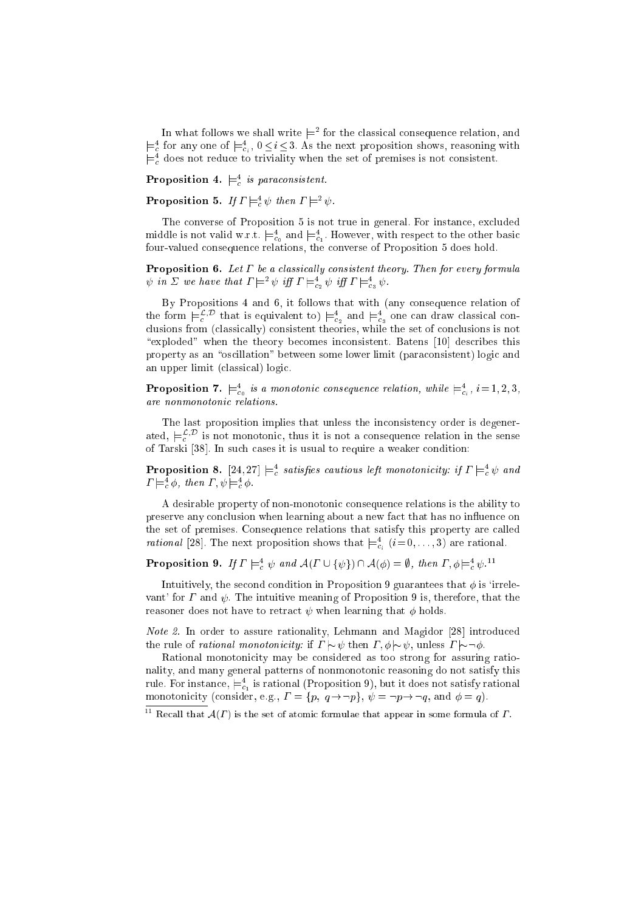In what follows we shall write $\models^2$ for the classical consequence relation, and $\models^4_c$ for any one of $\models^4_{c_i}$, $0 \leq i \leq 3$. As the next proposition shows, reasoning with $\models^4_c$ does not reduce to triviality when the set of premises is not consistent.

**Proposition 4.** *$\models^4_c$ is paraconsistent.*

**Proposition 5.** *If $\Gamma \models^4_c \psi$ then $\Gamma \models^2 \psi$.*

The converse of Proposition 5 is not true in general. For instance, excluded middle is not valid w.r.t. $\models^4_{c_0}$ and $\models^4_{c_1}$. However, with respect to the other basic four-valued consequence relations, the converse of Proposition 5 does hold.

**Proposition 6.** *Let $\Gamma$ be a classically consistent theory. Then for every formula $\psi$ in $\Sigma$ we have that $\Gamma \models^2 \psi$ iff $\Gamma \models^4_{c_2} \psi$ iff $\Gamma \models^4_{c_3} \psi$.*

By Propositions 4 and 6, it follows that with (any consequence relation of the form $\models^{\mathcal{L},\mathcal{D}}_c$ that is equivalent to) $\models^4_{c_2}$ and $\models^4_{c_3}$ one can draw classical conclusions from (classically) consistent theories, while the set of conclusions is not "exploded" when the theory becomes inconsistent. Batens [10] describes this property as an "oscillation" between some lower limit (paraconsistent) logic and an upper limit (classical) logic.

**Proposition 7.** *$\models^4_{c_0}$ is a monotonic consequence relation, while $\models^4_{c_i}$, $i = 1, 2, 3$, are nonmonotonic relations.*

The last proposition implies that unless the inconsistency order is degenerated, $\models^{\mathcal{L},\mathcal{D}}_c$ is not monotonic, thus it is not a consequence relation in the sense of Tarski [38]. In such cases it is usual to require a weaker condition:

**Proposition 8.** [24, 27] *$\models^4_c$ satisfies cautious left monotonicity: if $\Gamma \models^4_c \psi$ and $\Gamma \models^4_c \phi$, then $\Gamma, \psi \models^4_c \phi$.*

A desirable property of non-monotonic consequence relations is the ability to preserve any conclusion when learning about a new fact that has no influence on the set of premises. Consequence relations that satisfy this property are called *rational* [28]. The next proposition shows that $\models^4_{c_i}$ $(i = 0, \ldots, 3)$ are rational.

**Proposition 9.** *If $\Gamma \models^4_c \psi$ and $\mathcal{A}(\Gamma \cup \{\psi\}) \cap \mathcal{A}(\phi) = \emptyset$, then $\Gamma, \phi \models^4_c \psi$.*[11]

Intuitively, the second condition in Proposition 9 guarantees that $\phi$ is 'irrelevant' for $\Gamma$ and $\psi$. The intuitive meaning of Proposition 9 is, therefore, that the reasoner does not have to retract $\psi$ when learning that $\phi$ holds.

*Note 2.* In order to assure rationality, Lehmann and Magidor [28] introduced the rule of *rational monotonicity:* if $\Gamma \mid\!\sim \psi$ then $\Gamma, \phi \mid\!\sim \psi$, unless $\Gamma \mid\!\sim \neg\phi$.

Rational monotonicity may be considered as too strong for assuring rationality, and many general patterns of nonmonotonic reasoning do not satisfy this rule. For instance, $\models^4_{c_1}$ is rational (Proposition 9), but it does not satisfy rational monotonicity (consider, e.g., $\Gamma = \{p,\ q \to \neg p\}$, $\psi = \neg p \to \neg q$, and $\phi = q$).

[11] Recall that $\mathcal{A}(\Gamma)$ is the set of atomic formulae that appear in some formula of $\Gamma$.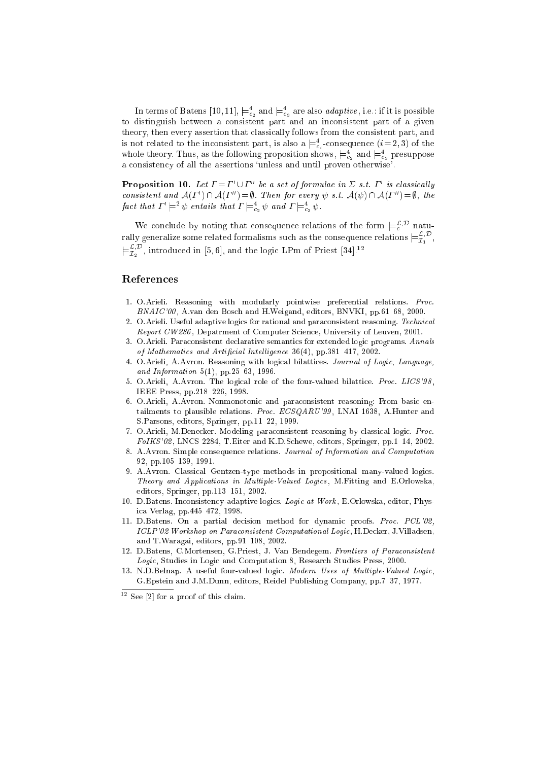In terms of Batens [10, 11], $\models^4_{c_2}$ and $\models^4_{c_3}$ are also *adaptive*, i.e.: if it is possible to distinguish between a consistent part and an inconsistent part of a given theory, then every assertion that classically follows from the consistent part, and is not related to the inconsistent part, is also a $\models^4_{c_i}$-consequence ($i=2,3$) of the whole theory. Thus, as the following proposition shows, $\models^4_{c_2}$ and $\models^4_{c_3}$ presuppose a consistency of all the assertions 'unless and until proven otherwise'.

**Proposition 10.** *Let $\Gamma = \Gamma' \cup \Gamma''$ be a set of formulae in $\Sigma$ s.t. $\Gamma'$ is classically consistent and $\mathcal{A}(\Gamma') \cap \mathcal{A}(\Gamma'') = \emptyset$. Then for every $\psi$ s.t. $\mathcal{A}(\psi) \cap \mathcal{A}(\Gamma'') = \emptyset$, the fact that $\Gamma' \models^2 \psi$ entails that $\Gamma \models^4_{c_2} \psi$ and $\Gamma \models^4_{c_3} \psi$.*

We conclude by noting that consequence relations of the form $\models^{\mathcal{L},\mathcal{D}}_c$ naturally generalize some related formalisms such as the consequence relations $\models^{\mathcal{L},\mathcal{D}}_{\mathcal{I}_1}$, $\models^{\mathcal{L},\mathcal{D}}_{\mathcal{I}_2}$, introduced in [5, 6], and the logic LPm of Priest [34].[12]

## References

1. O.Arieli. Reasoning with modularly pointwise preferential relations. *Proc. BNAIC'00*, A.van den Bosch and H.Weigand, editors, BNVKI, pp.61 68, 2000.
2. O.Arieli. Useful adaptive logics for rational and paraconsistent reasoning. *Technical Report CW286*, Depatrment of Computer Science, University of Leuven, 2001.
3. O.Arieli. Paraconsistent declarative semantics for extended logic programs. *Annals of Mathematics and Artificial Intelligence* 36(4), pp.381 417, 2002.
4. O.Arieli, A.Avron. Reasoning with logical bilattices. *Journal of Logic, Language, and Information* 5(1), pp.25 63, 1996.
5. O.Arieli, A.Avron. The logical role of the four-valued bilattice. *Proc. LICS'98*, IEEE Press, pp.218 226, 1998.
6. O.Arieli, A.Avron. Nonmonotonic and paraconsistent reasoning: From basic entailments to plausible relations. *Proc. ECSQARU'99*, LNAI 1638, A.Hunter and S.Parsons, editors, Springer, pp.11 22, 1999.
7. O.Arieli, M.Denecker. Modeling paraconsistent reasoning by classical logic. *Proc. FoIKS'02*, LNCS 2284, T.Eiter and K.D.Schewe, editors, Springer, pp.1 14, 2002.
8. A.Avron. Simple consequence relations. *Journal of Information and Computation* 92, pp.105 139, 1991.
9. A.Avron. Classical Gentzen-type methods in propositional many-valued logics. *Theory and Applications in Multiple-Valued Logics*, M.Fitting and E.Orlowska, editors, Springer, pp.113 151, 2002.
10. D.Batens. Inconsistency-adaptive logics. *Logic at Work*, E.Orlowska, editor, Physica Verlag, pp.445 472, 1998.
11. D.Batens. On a partial decision method for dynamic proofs. *Proc. PCL'02, ICLP'02 Workshop on Paraconsistent Computational Logic*, H.Decker, J.Villadsen, and T.Waragai, editors, pp.91 108, 2002.
12. D.Batens, C.Mortensen, G.Priest, J. Van Bendegem. *Frontiers of Paraconsistent Logic*, Studies in Logic and Computation 8, Research Studies Press, 2000.
13. N.D.Belnap. A useful four-valued logic. *Modern Uses of Multiple-Valued Logic*, G.Epstein and J.M.Dunn, editors, Reidel Publishing Company, pp.7 37, 1977.

[12] See [2] for a proof of this claim.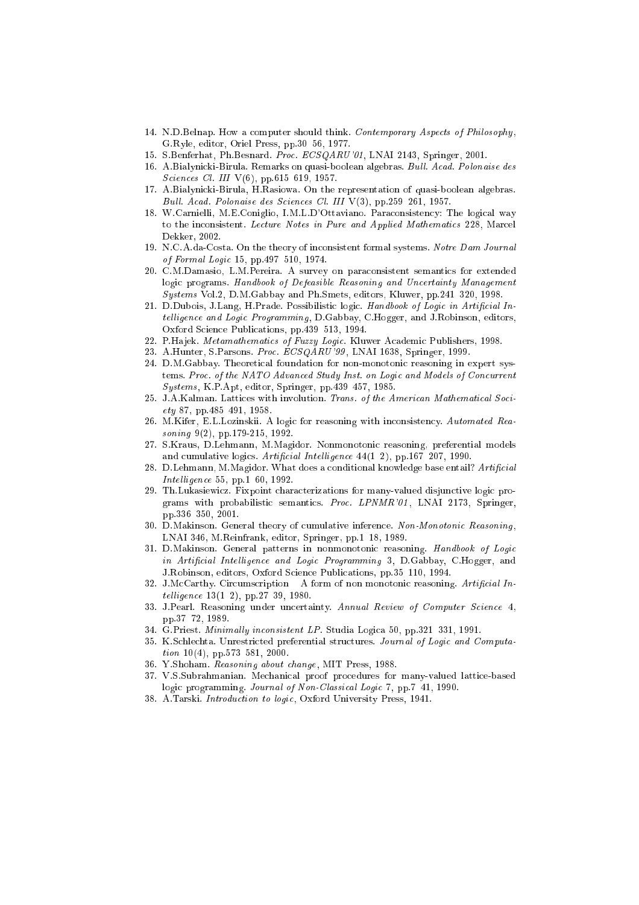14. N.D.Belnap. How a computer should think. *Contemporary Aspects of Philosophy*, G.Ryle, editor, Oriel Press, pp.30 56, 1977.
15. S.Benferhat, Ph.Besnard. *Proc. ECSQARU'01*, LNAI 2143, Springer, 2001.
16. A.Bialynicki-Birula. Remarks on quasi-boolean algebras. *Bull. Acad. Polonaise des Sciences Cl. III* V(6), pp.615 619, 1957.
17. A.Bialynicki-Birula, H.Rasiowa. On the representation of quasi-boolean algebras. *Bull. Acad. Polonaise des Sciences Cl. III* V(3), pp.259 261, 1957.
18. W.Carnielli, M.E.Coniglio, I.M.L.D'Ottaviano. Paraconsistency: The logical way to the inconsistent. *Lecture Notes in Pure and Applied Mathematics* 228, Marcel Dekker, 2002.
19. N.C.A.da-Costa. On the theory of inconsistent formal systems. *Notre Dam Journal of Formal Logic* 15, pp.497 510, 1974.
20. C.M.Damasio, L.M.Pereira. A survey on paraconsistent semantics for extended logic programs. *Handbook of Defeasible Reasoning and Uncertainty Management Systems* Vol.2, D.M.Gabbay and Ph.Smets, editors, Kluwer, pp.241 320, 1998.
21. D.Dubois, J.Lang, H.Prade. Possibilistic logic. *Handbook of Logic in Artificial Intelligence and Logic Programming*, D.Gabbay, C.Hogger, and J.Robinson, editors, Oxford Science Publications, pp.439 513, 1994.
22. P.Hajek. *Metamathematics of Fuzzy Logic*. Kluwer Academic Publishers, 1998.
23. A.Hunter, S.Parsons. *Proc. ECSQARU'99*, LNAI 1638, Springer, 1999.
24. D.M.Gabbay. Theoretical foundation for non-monotonic reasoning in expert systems. *Proc. of the NATO Advanced Study Inst. on Logic and Models of Concurrent Systems*, K.P.Apt, editor, Springer, pp.439 457, 1985.
25. J.A.Kalman. Lattices with involution. *Trans. of the American Mathematical Society* 87, pp.485 491, 1958.
26. M.Kifer, E.L.Lozinskii. A logic for reasoning with inconsistency. *Automated Reasoning* 9(2), pp.179-215, 1992.
27. S.Kraus, D.Lehmann, M.Magidor. Nonmonotonic reasoning, preferential models and cumulative logics. *Artificial Intelligence* 44(1 2), pp.167 207, 1990.
28. D.Lehmann, M.Magidor. What does a conditional knowledge base entail? *Artificial Intelligence* 55, pp.1 60, 1992.
29. Th.Lukasiewicz. Fixpoint characterizations for many-valued disjunctive logic programs with probabilistic semantics. *Proc. LPNMR'01*, LNAI 2173, Springer, pp.336 350, 2001.
30. D.Makinson. General theory of cumulative inference. *Non-Monotonic Reasoning*, LNAI 346, M.Reinfrank, editor, Springer, pp.1 18, 1989.
31. D.Makinson. General patterns in nonmonotonic reasoning. *Handbook of Logic in Artificial Intelligence and Logic Programming* 3, D.Gabbay, C.Hogger, and J.Robinson, editors, Oxford Science Publications, pp.35 110, 1994.
32. J.McCarthy. Circumscription A form of non monotonic reasoning. *Artificial Intelligence* 13(1 2), pp.27 39, 1980.
33. J.Pearl. Reasoning under uncertainty. *Annual Review of Computer Science* 4, pp.37 72, 1989.
34. G.Priest. *Minimally inconsistent LP*. Studia Logica 50, pp.321 331, 1991.
35. K.Schlechta. Unrestricted preferential structures. *Journal of Logic and Computation* 10(4), pp.573 581, 2000.
36. Y.Shoham. *Reasoning about change*, MIT Press, 1988.
37. V.S.Subrahmanian. Mechanical proof procedures for many-valued lattice-based logic programming. *Journal of Non-Classical Logic* 7, pp.7 41, 1990.
38. A.Tarski. *Introduction to logic*, Oxford University Press, 1941.